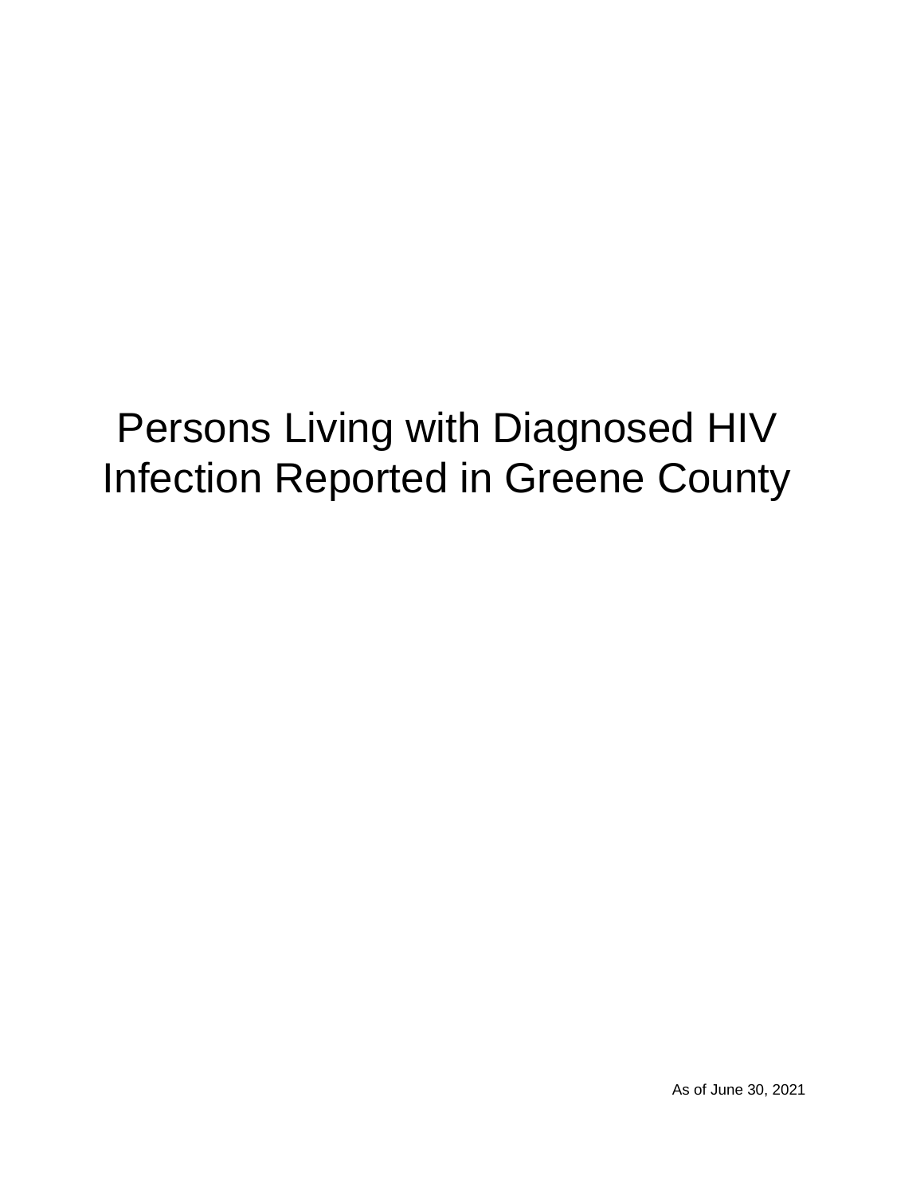# Persons Living with Diagnosed HIV Infection Reported in Greene County

As of June 30, 2021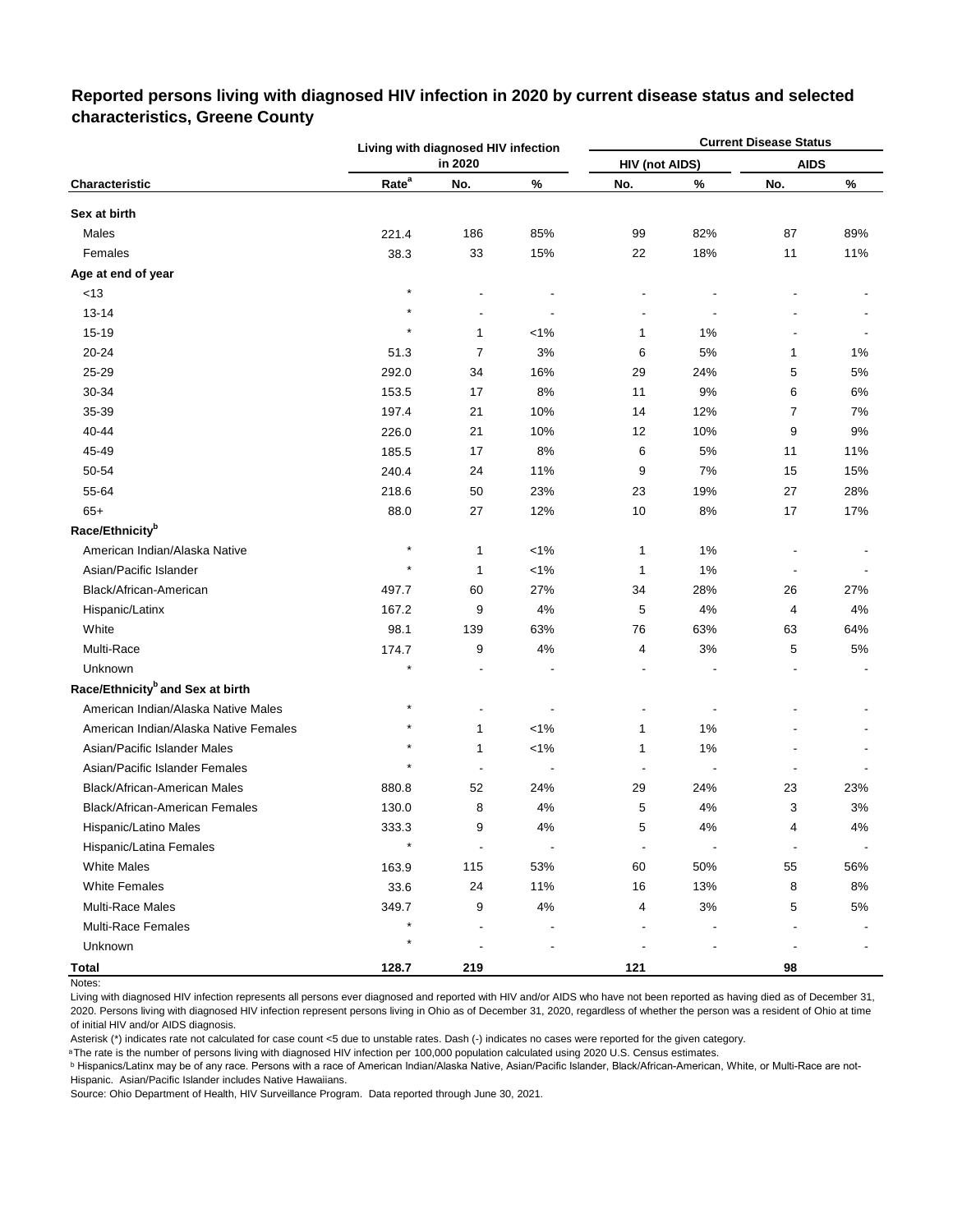## Reported persons living with diagnosed HIV infection in 2020 by current disease status and selected characteristics, Greene County

| Characteristic | Living with diagnosed HIV infection in 2020 | | | Current Disease Status | | | |
|---|---|---|---|---|---|---|---|
| | | | | HIV (not AIDS) | | AIDS | |
| | Rate[a] | No. | % | No. | % | No. | % |
| **Sex at birth** | | | | | | | |
| Males | 221.4 | 186 | 85% | 99 | 82% | 87 | 89% |
| Females | 38.3 | 33 | 15% | 22 | 18% | 11 | 11% |
| **Age at end of year** | | | | | | | |
| <13 | * | - | - | - | - | - | - |
| 13-14 | * | - | - | - | - | - | - |
| 15-19 | * | 1 | <1% | 1 | 1% | - | - |
| 20-24 | 51.3 | 7 | 3% | 6 | 5% | 1 | 1% |
| 25-29 | 292.0 | 34 | 16% | 29 | 24% | 5 | 5% |
| 30-34 | 153.5 | 17 | 8% | 11 | 9% | 6 | 6% |
| 35-39 | 197.4 | 21 | 10% | 14 | 12% | 7 | 7% |
| 40-44 | 226.0 | 21 | 10% | 12 | 10% | 9 | 9% |
| 45-49 | 185.5 | 17 | 8% | 6 | 5% | 11 | 11% |
| 50-54 | 240.4 | 24 | 11% | 9 | 7% | 15 | 15% |
| 55-64 | 218.6 | 50 | 23% | 23 | 19% | 27 | 28% |
| 65+ | 88.0 | 27 | 12% | 10 | 8% | 17 | 17% |
| **Race/Ethnicity[b]** | | | | | | | |
| American Indian/Alaska Native | * | 1 | <1% | 1 | 1% | - | - |
| Asian/Pacific Islander | * | 1 | <1% | 1 | 1% | - | - |
| Black/African-American | 497.7 | 60 | 27% | 34 | 28% | 26 | 27% |
| Hispanic/Latinx | 167.2 | 9 | 4% | 5 | 4% | 4 | 4% |
| White | 98.1 | 139 | 63% | 76 | 63% | 63 | 64% |
| Multi-Race | 174.7 | 9 | 4% | 4 | 3% | 5 | 5% |
| Unknown | * | - | - | - | - | - | - |
| **Race/Ethnicity[b] and Sex at birth** | | | | | | | |
| American Indian/Alaska Native Males | * | - | - | - | - | - | - |
| American Indian/Alaska Native Females | * | 1 | <1% | 1 | 1% | - | - |
| Asian/Pacific Islander Males | * | 1 | <1% | 1 | 1% | - | - |
| Asian/Pacific Islander Females | * | - | - | - | - | - | - |
| Black/African-American Males | 880.8 | 52 | 24% | 29 | 24% | 23 | 23% |
| Black/African-American Females | 130.0 | 8 | 4% | 5 | 4% | 3 | 3% |
| Hispanic/Latino Males | 333.3 | 9 | 4% | 5 | 4% | 4 | 4% |
| Hispanic/Latina Females | * | - | - | - | - | - | - |
| White Males | 163.9 | 115 | 53% | 60 | 50% | 55 | 56% |
| White Females | 33.6 | 24 | 11% | 16 | 13% | 8 | 8% |
| Multi-Race Males | 349.7 | 9 | 4% | 4 | 3% | 5 | 5% |
| Multi-Race Females | * | - | - | - | - | - | - |
| Unknown | * | - | - | - | - | - | - |
| **Total** | **128.7** | **219** | | **121** | | **98** | |

Notes:

Living with diagnosed HIV infection represents all persons ever diagnosed and reported with HIV and/or AIDS who have not been reported as having died as of December 31, 2020. Persons living with diagnosed HIV infection represent persons living in Ohio as of December 31, 2020, regardless of whether the person was a resident of Ohio at time of initial HIV and/or AIDS diagnosis.

Asterisk (*) indicates rate not calculated for case count <5 due to unstable rates. Dash (-) indicates no cases were reported for the given category.

[a] The rate is the number of persons living with diagnosed HIV infection per 100,000 population calculated using 2020 U.S. Census estimates.

[b] Hispanics/Latinx may be of any race. Persons with a race of American Indian/Alaska Native, Asian/Pacific Islander, Black/African-American, White, or Multi-Race are not-Hispanic. Asian/Pacific Islander includes Native Hawaiians.

Source: Ohio Department of Health, HIV Surveillance Program. Data reported through June 30, 2021.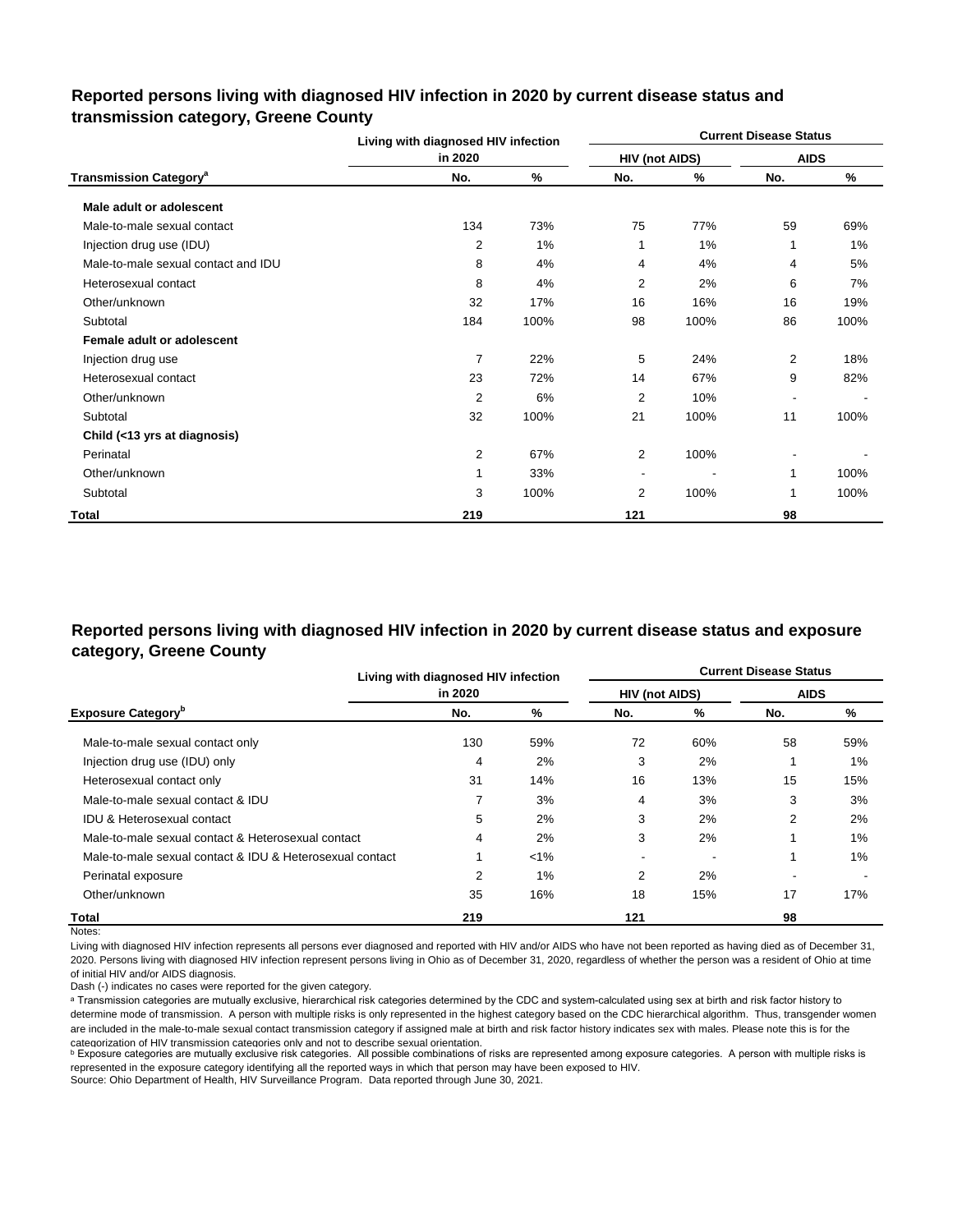## Reported persons living with diagnosed HIV infection in 2020 by current disease status and transmission category, Greene County

| Transmission Category[a] | Living with diagnosed HIV infection in 2020 | | Current Disease Status | | | |
|---|---|---|---|---|---|---|
| | | | HIV (not AIDS) | | AIDS | |
| | No. | % | No. | % | No. | % |
| **Male adult or adolescent** | | | | | | |
| Male-to-male sexual contact | 134 | 73% | 75 | 77% | 59 | 69% |
| Injection drug use (IDU) | 2 | 1% | 1 | 1% | 1 | 1% |
| Male-to-male sexual contact and IDU | 8 | 4% | 4 | 4% | 4 | 5% |
| Heterosexual contact | 8 | 4% | 2 | 2% | 6 | 7% |
| Other/unknown | 32 | 17% | 16 | 16% | 16 | 19% |
| Subtotal | 184 | 100% | 98 | 100% | 86 | 100% |
| **Female adult or adolescent** | | | | | | |
| Injection drug use | 7 | 22% | 5 | 24% | 2 | 18% |
| Heterosexual contact | 23 | 72% | 14 | 67% | 9 | 82% |
| Other/unknown | 2 | 6% | 2 | 10% | - | - |
| Subtotal | 32 | 100% | 21 | 100% | 11 | 100% |
| **Child (<13 yrs at diagnosis)** | | | | | | |
| Perinatal | 2 | 67% | 2 | 100% | - | - |
| Other/unknown | 1 | 33% | - | - | 1 | 100% |
| Subtotal | 3 | 100% | 2 | 100% | 1 | 100% |
| **Total** | **219** | | **121** | | **98** | |

## Reported persons living with diagnosed HIV infection in 2020 by current disease status and exposure category, Greene County

| Exposure Category[b] | Living with diagnosed HIV infection in 2020 | | Current Disease Status | | | |
|---|---|---|---|---|---|---|
| | | | HIV (not AIDS) | | AIDS | |
| | No. | % | No. | % | No. | % |
| Male-to-male sexual contact only | 130 | 59% | 72 | 60% | 58 | 59% |
| Injection drug use (IDU) only | 4 | 2% | 3 | 2% | 1 | 1% |
| Heterosexual contact only | 31 | 14% | 16 | 13% | 15 | 15% |
| Male-to-male sexual contact & IDU | 7 | 3% | 4 | 3% | 3 | 3% |
| IDU & Heterosexual contact | 5 | 2% | 3 | 2% | 2 | 2% |
| Male-to-male sexual contact & Heterosexual contact | 4 | 2% | 3 | 2% | 1 | 1% |
| Male-to-male sexual contact & IDU & Heterosexual contact | 1 | <1% | - | - | 1 | 1% |
| Perinatal exposure | 2 | 1% | 2 | 2% | - | - |
| Other/unknown | 35 | 16% | 18 | 15% | 17 | 17% |
| **Total** | **219** | | **121** | | **98** | |

Notes:

Living with diagnosed HIV infection represents all persons ever diagnosed and reported with HIV and/or AIDS who have not been reported as having died as of December 31, 2020. Persons living with diagnosed HIV infection represent persons living in Ohio as of December 31, 2020, regardless of whether the person was a resident of Ohio at time of initial HIV and/or AIDS diagnosis.

Dash (-) indicates no cases were reported for the given category.

[a] Transmission categories are mutually exclusive, hierarchical risk categories determined by the CDC and system-calculated using sex at birth and risk factor history to determine mode of transmission. A person with multiple risks is only represented in the highest category based on the CDC hierarchical algorithm. Thus, transgender women are included in the male-to-male sexual contact transmission category if assigned male at birth and risk factor history indicates sex with males. Please note this is for the categorization of HIV transmission categories only and not to describe sexual orientation.

[b] Exposure categories are mutually exclusive risk categories. All possible combinations of risks are represented among exposure categories. A person with multiple risks is represented in the exposure category identifying all the reported ways in which that person may have been exposed to HIV.

Source: Ohio Department of Health, HIV Surveillance Program. Data reported through June 30, 2021.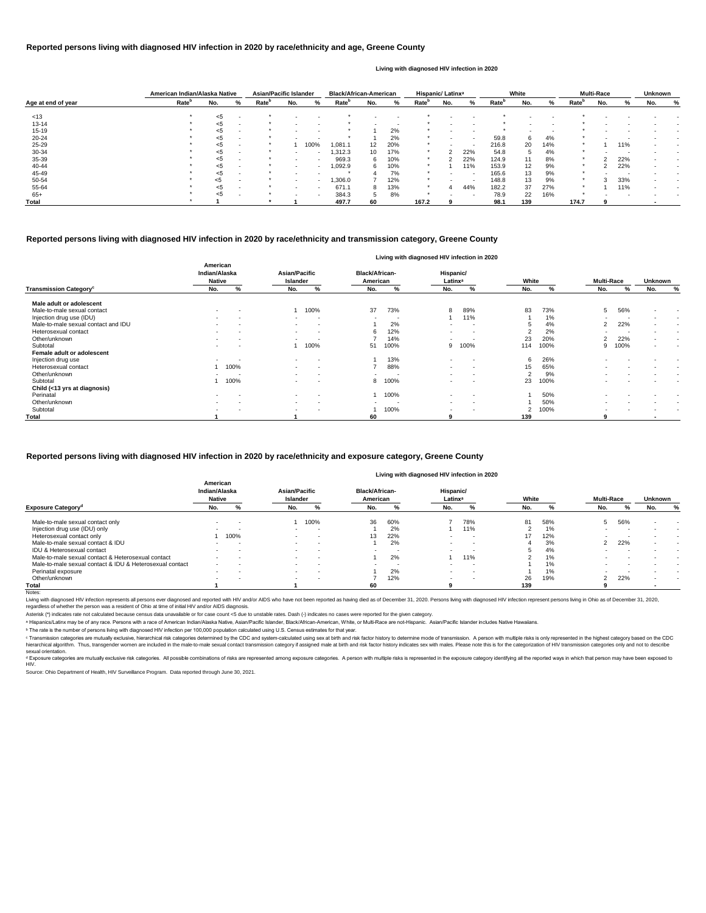## Reported persons living with diagnosed HIV infection in 2020 by race/ethnicity and age, Greene County

Living with diagnosed HIV infection in 2020

| Age at end of year | American Indian/Alaska Native | | | Asian/Pacific Islander | | | Black/African-American | | | Hispanic/ Latinx[a] | | | White | | | Multi-Race | | | Unknown | |
|---|---|---|---|---|---|---|---|---|---|---|---|---|---|---|---|---|---|---|---|---|
| | Rate[b] | No. | % | Rate[b] | No. | % | Rate[b] | No. | % | Rate[b] | No. | % | Rate[b] | No. | % | Rate[b] | No. | % | No. | % |
| <13 | * | <5 | - | * | - | - | * | - | - | * | - | - | * | - | - | * | - | - | - | - |
| 13-14 | * | <5 | - | * | - | - | * | - | - | * | - | - | * | - | - | * | - | - | - | - |
| 15-19 | * | <5 | - | * | - | - | * | 1 | 2% | * | - | - | * | - | - | * | - | - | - | - |
| 20-24 | * | <5 | - | * | - | - | * | 1 | 2% | * | - | - | 59.8 | 6 | 4% | * | - | - | - | - |
| 25-29 | * | <5 | - | * | 1 | 100% | 1,081.1 | 12 | 20% | * | - | - | 216.8 | 20 | 14% | * | 1 | 11% | - | - |
| 30-34 | * | <5 | - | * | - | - | 1,312.3 | 10 | 17% | * | 2 | 22% | 54.8 | 5 | 4% | * | - | - | - | - |
| 35-39 | * | <5 | - | * | - | - | 969.3 | 6 | 10% | * | 2 | 22% | 124.9 | 11 | 8% | * | 2 | 22% | - | - |
| 40-44 | * | <5 | - | * | - | - | 1,092.9 | 6 | 10% | * | 1 | 11% | 153.9 | 12 | 9% | * | 2 | 22% | - | - |
| 45-49 | * | <5 | - | * | - | - | * | 4 | 7% | * | - | - | 165.6 | 13 | 9% | * | - | - | - | - |
| 50-54 | * | <5 | - | * | - | - | 1,306.0 | 7 | 12% | * | - | - | 148.8 | 13 | 9% | * | 3 | 33% | - | - |
| 55-64 | * | <5 | - | * | - | - | 671.1 | 8 | 13% | * | 4 | 44% | 182.2 | 37 | 27% | * | 1 | 11% | - | - |
| 65+ | * | <5 | - | * | - | - | 384.3 | 5 | 8% | * | - | - | 78.9 | 22 | 16% | * | - | - | - | - |
| **Total** | * | **1** | | * | **1** | | **497.7** | **60** | | **167.2** | **9** | | **98.1** | **139** | | **174.7** | **9** | | **-** | |

## Reported persons living with diagnosed HIV infection in 2020 by race/ethnicity and transmission category, Greene County

Living with diagnosed HIV infection in 2020

| Transmission Category[c] | American Indian/Alaska Native | | Asian/Pacific Islander | | Black/African-American | | Hispanic/ Latinx[a] | | White | | Multi-Race | | Unknown | |
|---|---|---|---|---|---|---|---|---|---|---|---|---|---|---|
| | No. | % | No. | % | No. | % | No. | % | No. | % | No. | % | No. | % |
| **Male adult or adolescent** | | | | | | | | | | | | | | |
| Male-to-male sexual contact | - | - | 1 | 100% | 37 | 73% | 8 | 89% | 83 | 73% | 5 | 56% | - | - |
| Injection drug use (IDU) | - | - | - | - | - | - | 1 | 11% | 1 | 1% | - | - | - | - |
| Male-to-male sexual contact and IDU | - | - | - | - | 1 | 2% | - | - | 5 | 4% | 2 | 22% | - | - |
| Heterosexual contact | - | - | - | - | 6 | 12% | - | - | 2 | 2% | - | - | - | - |
| Other/unknown | - | - | - | - | 7 | 14% | - | - | 23 | 20% | 2 | 22% | - | - |
| Subtotal | - | - | 1 | 100% | 51 | 100% | 9 | 100% | 114 | 100% | 9 | 100% | - | - |
| **Female adult or adolescent** | | | | | | | | | | | | | | |
| Injection drug use | - | - | - | - | 1 | 13% | - | - | 6 | 26% | - | - | - | - |
| Heterosexual contact | 1 | 100% | - | - | 7 | 88% | - | - | 15 | 65% | - | - | - | - |
| Other/unknown | - | - | - | - | - | - | - | - | 2 | 9% | - | - | - | - |
| Subtotal | 1 | 100% | - | - | 8 | 100% | - | - | 23 | 100% | - | - | - | - |
| **Child (<13 yrs at diagnosis)** | | | | | | | | | | | | | | |
| Perinatal | - | - | - | - | 1 | 100% | - | - | 1 | 50% | - | - | - | - |
| Other/unknown | - | - | - | - | - | - | - | - | 1 | 50% | - | - | - | - |
| Subtotal | - | - | - | - | 1 | 100% | - | - | 2 | 100% | - | - | - | - |
| **Total** | **1** | | **1** | | **60** | | **9** | | **139** | | **9** | | **-** | |

## Reported persons living with diagnosed HIV infection in 2020 by race/ethnicity and exposure category, Greene County

Living with diagnosed HIV infection in 2020

| Exposure Category[d] | American Indian/Alaska Native | | Asian/Pacific Islander | | Black/African-American | | Hispanic/ Latinx[a] | | White | | Multi-Race | | Unknown | |
|---|---|---|---|---|---|---|---|---|---|---|---|---|---|---|
| | No. | % | No. | % | No. | % | No. | % | No. | % | No. | % | No. | % |
| Male-to-male sexual contact only | - | - | 1 | 100% | 36 | 60% | 7 | 78% | 81 | 58% | 5 | 56% | - | - |
| Injection drug use (IDU) only | - | - | - | - | 1 | 2% | 1 | 11% | 2 | 1% | - | - | - | - |
| Heterosexual contact only | 1 | 100% | - | - | 13 | 22% | - | - | 17 | 12% | - | - | - | - |
| Male-to-male sexual contact & IDU | - | - | - | - | 1 | 2% | - | - | 4 | 3% | 2 | 22% | - | - |
| IDU & Heterosexual contact | - | - | - | - | - | - | - | - | 5 | 4% | - | - | - | - |
| Male-to-male sexual contact & Heterosexual contact | - | - | - | - | 1 | 2% | 1 | 11% | 2 | 1% | - | - | - | - |
| Male-to-male sexual contact & IDU & Heterosexual contact | - | - | - | - | - | - | - | - | 1 | 1% | - | - | - | - |
| Perinatal exposure | - | - | - | - | 1 | 2% | - | - | 1 | 1% | - | - | - | - |
| Other/unknown | - | - | - | - | 7 | 12% | - | - | 26 | 19% | 2 | 22% | - | - |
| **Total** | **1** | | **1** | | **60** | | **9** | | **139** | | **9** | | **-** | |

Notes:

Living with diagnosed HIV infection represents all persons ever diagnosed and reported with HIV and/or AIDS who have not been reported as having died as of December 31, 2020. Persons living with diagnosed HIV infection represent persons living in Ohio as of December 31, 2020, regardless of whether the person was a resident of Ohio at time of initial HIV and/or AIDS diagnosis.

Asterisk (*) indicates rate not calculated because census data unavailable or for case count <5 due to unstable rates. Dash (-) indicates no cases were reported for the given category.

[a] Hispanics/Latinx may be of any race. Persons with a race of American Indian/Alaska Native, Asian/Pacific Islander, Black/African-American, White, or Multi-Race are not-Hispanic. Asian/Pacific Islander includes Native Hawaiians.

[b] The rate is the number of persons living with diagnosed HIV infection per 100,000 population calculated using U.S. Census estimates for that year.

[c] Transmission categories are mutually exclusive, hierarchical risk categories determined by the CDC and system-calculated using sex at birth and risk factor history to determine mode of transmission. A person with multiple risks is only represented in the highest category based on the CDC hierarchical algorithm. Thus, transgender women are included in the male-to-male sexual contact transmission category if assigned male at birth and risk factor history indicates sex with males. Please note this is for the categorization of HIV transmission categories only and not to describe sexual orientation.

[d] Exposure categories are mutually exclusive risk categories. All possible combinations of risks are represented among exposure categories. A person with multiple risks is represented in the exposure category identifying all the reported ways in which that person may have been exposed to HIV.

Source: Ohio Department of Health, HIV Surveillance Program. Data reported through June 30, 2021.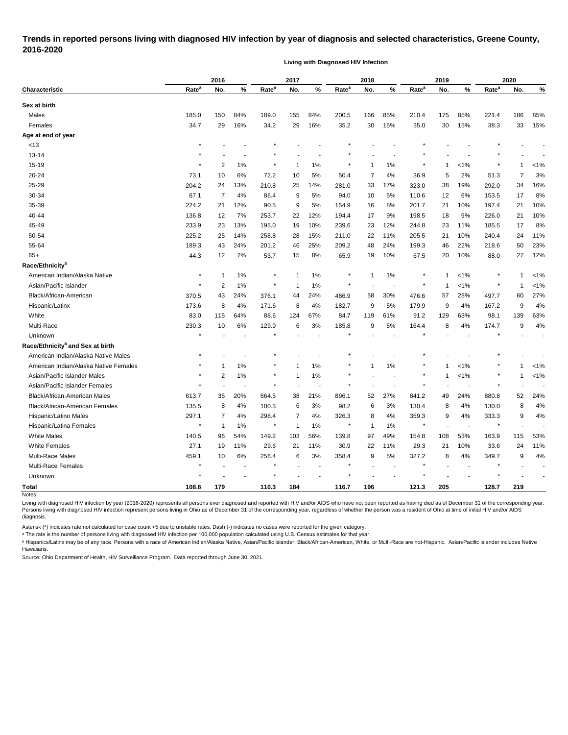# Trends in reported persons living with diagnosed HIV infection by year of diagnosis and selected characteristics, Greene County, 2016-2020

**Living with Diagnosed HIV Infection**

| Characteristic | 2016 | | | 2017 | | | 2018 | | | 2019 | | | 2020 | | |
|---|---|---|---|---|---|---|---|---|---|---|---|---|---|---|---|
| | Rate[a] | No. | % | Rate[a] | No. | % | Rate[a] | No. | % | Rate[a] | No. | % | Rate[a] | No. | % |
| **Sex at birth** | | | | | | | | | | | | | | | |
| Males | 185.0 | 150 | 84% | 189.0 | 155 | 84% | 200.5 | 166 | 85% | 210.4 | 175 | 85% | 221.4 | 186 | 85% |
| Females | 34.7 | 29 | 16% | 34.2 | 29 | 16% | 35.2 | 30 | 15% | 35.0 | 30 | 15% | 38.3 | 33 | 15% |
| **Age at end of year** | | | | | | | | | | | | | | | |
| <13 | * | - | - | * | - | - | * | - | - | * | - | - | * | - | - |
| 13-14 | * | - | - | * | - | - | * | - | - | * | - | - | * | - | - |
| 15-19 | * | 2 | 1% | * | 1 | 1% | * | 1 | 1% | * | 1 | <1% | * | 1 | <1% |
| 20-24 | 73.1 | 10 | 6% | 72.2 | 10 | 5% | 50.4 | 7 | 4% | 36.9 | 5 | 2% | 51.3 | 7 | 3% |
| 25-29 | 204.2 | 24 | 13% | 210.8 | 25 | 14% | 281.0 | 33 | 17% | 323.0 | 38 | 19% | 292.0 | 34 | 16% |
| 30-34 | 67.1 | 7 | 4% | 86.4 | 9 | 5% | 94.0 | 10 | 5% | 110.6 | 12 | 6% | 153.5 | 17 | 8% |
| 35-39 | 224.2 | 21 | 12% | 90.5 | 9 | 5% | 154.9 | 16 | 8% | 201.7 | 21 | 10% | 197.4 | 21 | 10% |
| 40-44 | 136.8 | 12 | 7% | 253.7 | 22 | 12% | 194.4 | 17 | 9% | 198.5 | 18 | 9% | 226.0 | 21 | 10% |
| 45-49 | 233.9 | 23 | 13% | 195.0 | 19 | 10% | 239.6 | 23 | 12% | 244.8 | 23 | 11% | 185.5 | 17 | 8% |
| 50-54 | 225.2 | 25 | 14% | 258.8 | 28 | 15% | 211.0 | 22 | 11% | 205.5 | 21 | 10% | 240.4 | 24 | 11% |
| 55-64 | 189.3 | 43 | 24% | 201.2 | 46 | 25% | 209.2 | 48 | 24% | 199.3 | 46 | 22% | 218.6 | 50 | 23% |
| 65+ | 44.3 | 12 | 7% | 53.7 | 15 | 8% | 65.9 | 19 | 10% | 67.5 | 20 | 10% | 88.0 | 27 | 12% |
| **Race/Ethnicity[b]** | | | | | | | | | | | | | | | |
| American Indian/Alaska Native | * | 1 | 1% | * | 1 | 1% | * | 1 | 1% | * | 1 | <1% | * | 1 | <1% |
| Asian/Pacific Islander | * | 2 | 1% | * | 1 | 1% | * | - | - | * | 1 | <1% | * | 1 | <1% |
| Black/African-American | 370.5 | 43 | 24% | 376.1 | 44 | 24% | 486.9 | 58 | 30% | 476.6 | 57 | 28% | 497.7 | 60 | 27% |
| Hispanic/Latinx | 173.6 | 8 | 4% | 171.6 | 8 | 4% | 182.7 | 9 | 5% | 179.9 | 9 | 4% | 167.2 | 9 | 4% |
| White | 83.0 | 115 | 64% | 88.6 | 124 | 67% | 84.7 | 119 | 61% | 91.2 | 129 | 63% | 98.1 | 139 | 63% |
| Multi-Race | 230.3 | 10 | 6% | 129.9 | 6 | 3% | 185.8 | 9 | 5% | 164.4 | 8 | 4% | 174.7 | 9 | 4% |
| Unknown | * | - | - | * | - | - | * | - | - | * | - | - | * | - | - |
| **Race/Ethnicity[b] and Sex at birth** | | | | | | | | | | | | | | | |
| American Indian/Alaska Native Males | * | - | - | * | - | - | * | - | - | * | - | - | * | - | - |
| American Indian/Alaska Native Females | * | 1 | 1% | * | 1 | 1% | * | 1 | 1% | * | 1 | <1% | * | 1 | <1% |
| Asian/Pacific Islander Males | * | 2 | 1% | * | 1 | 1% | * | - | - | * | 1 | <1% | * | 1 | <1% |
| Asian/Pacific Islander Females | * | - | - | * | - | - | * | - | - | * | - | - | * | - | - |
| Black/African-American Males | 613.7 | 35 | 20% | 664.5 | 38 | 21% | 896.1 | 52 | 27% | 841.2 | 49 | 24% | 880.8 | 52 | 24% |
| Black/African-American Females | 135.5 | 8 | 4% | 100.3 | 6 | 3% | 98.2 | 6 | 3% | 130.4 | 8 | 4% | 130.0 | 8 | 4% |
| Hispanic/Latino Males | 297.1 | 7 | 4% | 298.4 | 7 | 4% | 326.3 | 8 | 4% | 359.3 | 9 | 4% | 333.3 | 9 | 4% |
| Hispanic/Latina Females | * | 1 | 1% | * | 1 | 1% | * | 1 | 1% | * | - | - | * | - | - |
| White Males | 140.5 | 96 | 54% | 149.2 | 103 | 56% | 139.8 | 97 | 49% | 154.8 | 108 | 53% | 163.9 | 115 | 53% |
| White Females | 27.1 | 19 | 11% | 29.6 | 21 | 11% | 30.9 | 22 | 11% | 29.3 | 21 | 10% | 33.6 | 24 | 11% |
| Multi-Race Males | 459.1 | 10 | 6% | 256.4 | 6 | 3% | 358.4 | 9 | 5% | 327.2 | 8 | 4% | 349.7 | 9 | 4% |
| Multi-Race Females | * | - | - | * | - | - | * | - | - | * | - | - | * | - | - |
| Unknown | * | - | - | * | - | - | * | - | - | * | - | - | * | - | - |
| **Total** | **108.6** | **179** | | **110.3** | **184** | | **116.7** | **196** | | **121.3** | **205** | | **128.7** | **219** | |

Notes:

Living with diagnosed HIV infection by year (2016-2020) represents all persons ever diagnosed and reported with HIV and/or AIDS who have not been reported as having died as of December 31 of the corresponding year. Persons living with diagnosed HIV infection represent persons living in Ohio as of December 31 of the corresponding year, regardless of whether the person was a resident of Ohio at time of initial HIV and/or AIDS diagnosis.

Asterisk (*) indicates rate not calculated for case count <5 due to unstable rates. Dash (-) indicates no cases were reported for the given category.

[a] The rate is the number of persons living with diagnosed HIV infection per 100,000 population calculated using U.S. Census estimates for that year.

[b] Hispanics/Latinx may be of any race. Persons with a race of American Indian/Alaska Native, Asian/Pacific Islander, Black/African-American, White, or Multi-Race are not-Hispanic. Asian/Pacific Islander includes Native Hawaiians.

Source: Ohio Department of Health, HIV Surveillance Program. Data reported through June 30, 2021.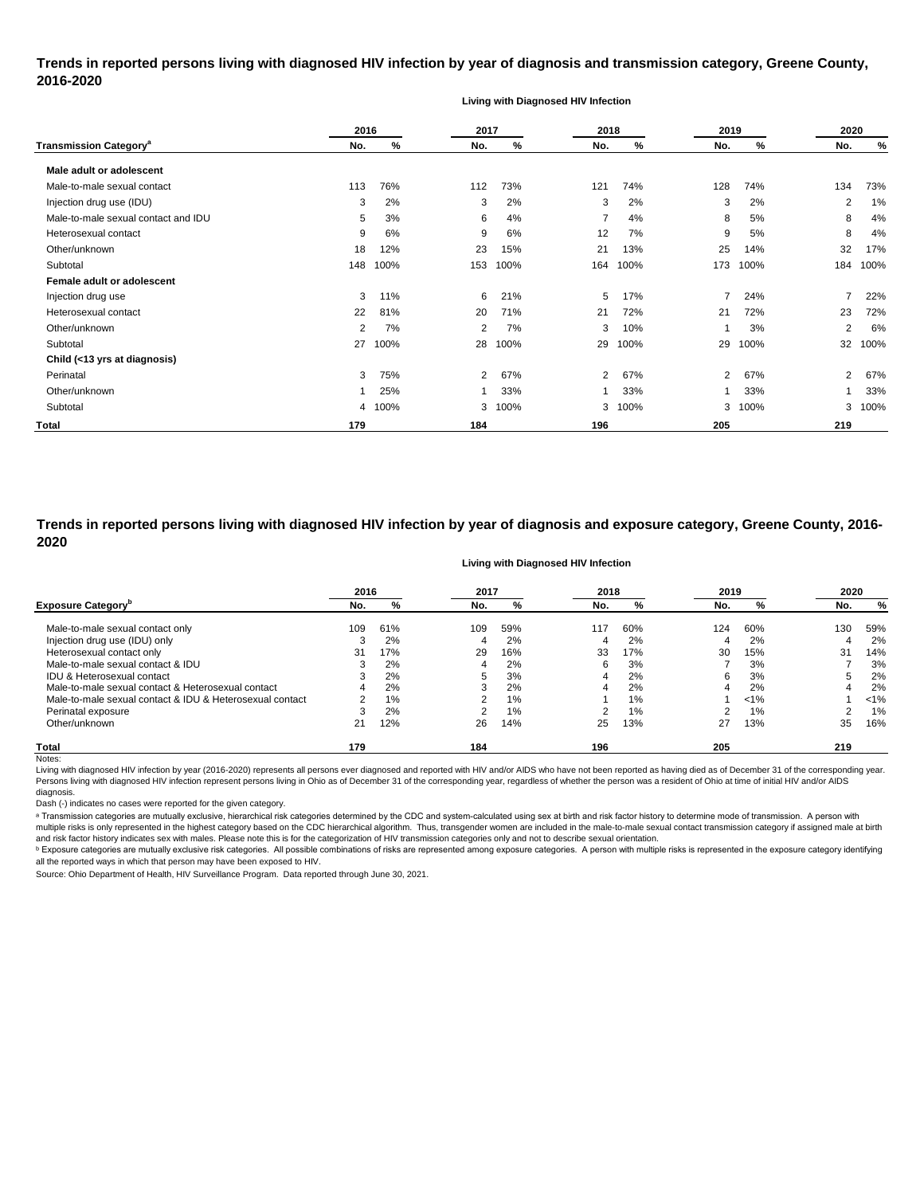## Trends in reported persons living with diagnosed HIV infection by year of diagnosis and transmission category, Greene County, 2016-2020

Living with Diagnosed HIV Infection

| Transmission Category[a] | 2016 No. | 2016 % | 2017 No. | 2017 % | 2018 No. | 2018 % | 2019 No. | 2019 % | 2020 No. | 2020 % |
|---|---|---|---|---|---|---|---|---|---|---|
| **Male adult or adolescent** | | | | | | | | | | |
| Male-to-male sexual contact | 113 | 76% | 112 | 73% | 121 | 74% | 128 | 74% | 134 | 73% |
| Injection drug use (IDU) | 3 | 2% | 3 | 2% | 3 | 2% | 3 | 2% | 2 | 1% |
| Male-to-male sexual contact and IDU | 5 | 3% | 6 | 4% | 7 | 4% | 8 | 5% | 8 | 4% |
| Heterosexual contact | 9 | 6% | 9 | 6% | 12 | 7% | 9 | 5% | 8 | 4% |
| Other/unknown | 18 | 12% | 23 | 15% | 21 | 13% | 25 | 14% | 32 | 17% |
| Subtotal | 148 | 100% | 153 | 100% | 164 | 100% | 173 | 100% | 184 | 100% |
| **Female adult or adolescent** | | | | | | | | | | |
| Injection drug use | 3 | 11% | 6 | 21% | 5 | 17% | 7 | 24% | 7 | 22% |
| Heterosexual contact | 22 | 81% | 20 | 71% | 21 | 72% | 21 | 72% | 23 | 72% |
| Other/unknown | 2 | 7% | 2 | 7% | 3 | 10% | 1 | 3% | 2 | 6% |
| Subtotal | 27 | 100% | 28 | 100% | 29 | 100% | 29 | 100% | 32 | 100% |
| **Child (<13 yrs at diagnosis)** | | | | | | | | | | |
| Perinatal | 3 | 75% | 2 | 67% | 2 | 67% | 2 | 67% | 2 | 67% |
| Other/unknown | 1 | 25% | 1 | 33% | 1 | 33% | 1 | 33% | 1 | 33% |
| Subtotal | 4 | 100% | 3 | 100% | 3 | 100% | 3 | 100% | 3 | 100% |
| **Total** | **179** | | **184** | | **196** | | **205** | | **219** | |

## Trends in reported persons living with diagnosed HIV infection by year of diagnosis and exposure category, Greene County, 2016-2020

Living with Diagnosed HIV Infection

| Exposure Category[b] | 2016 No. | 2016 % | 2017 No. | 2017 % | 2018 No. | 2018 % | 2019 No. | 2019 % | 2020 No. | 2020 % |
|---|---|---|---|---|---|---|---|---|---|---|
| Male-to-male sexual contact only | 109 | 61% | 109 | 59% | 117 | 60% | 124 | 60% | 130 | 59% |
| Injection drug use (IDU) only | 3 | 2% | 4 | 2% | 4 | 2% | 4 | 2% | 4 | 2% |
| Heterosexual contact only | 31 | 17% | 29 | 16% | 33 | 17% | 30 | 15% | 31 | 14% |
| Male-to-male sexual contact & IDU | 3 | 2% | 4 | 2% | 6 | 3% | 7 | 3% | 7 | 3% |
| IDU & Heterosexual contact | 3 | 2% | 5 | 3% | 4 | 2% | 6 | 3% | 5 | 2% |
| Male-to-male sexual contact & Heterosexual contact | 4 | 2% | 3 | 2% | 4 | 2% | 4 | 2% | 4 | 2% |
| Male-to-male sexual contact & IDU & Heterosexual contact | 2 | 1% | 2 | 1% | 1 | 1% | 1 | <1% | 1 | <1% |
| Perinatal exposure | 3 | 2% | 2 | 1% | 2 | 1% | 2 | 1% | 2 | 1% |
| Other/unknown | 21 | 12% | 26 | 14% | 25 | 13% | 27 | 13% | 35 | 16% |
| **Total** | **179** | | **184** | | **196** | | **205** | | **219** | |

Notes:

Living with diagnosed HIV infection by year (2016-2020) represents all persons ever diagnosed and reported with HIV and/or AIDS who have not been reported as having died as of December 31 of the corresponding year. Persons living with diagnosed HIV infection represent persons living in Ohio as of December 31 of the corresponding year, regardless of whether the person was a resident of Ohio at time of initial HIV and/or AIDS diagnosis.

Dash (-) indicates no cases were reported for the given category.

[a] Transmission categories are mutually exclusive, hierarchical risk categories determined by the CDC and system-calculated using sex at birth and risk factor history to determine mode of transmission. A person with multiple risks is only represented in the highest category based on the CDC hierarchical algorithm. Thus, transgender women are included in the male-to-male sexual contact transmission category if assigned male at birth and risk factor history indicates sex with males. Please note this is for the categorization of HIV transmission categories only and not to describe sexual orientation.

[b] Exposure categories are mutually exclusive risk categories. All possible combinations of risks are represented among exposure categories. A person with multiple risks is represented in the exposure category identifying all the reported ways in which that person may have been exposed to HIV.

Source: Ohio Department of Health, HIV Surveillance Program. Data reported through June 30, 2021.